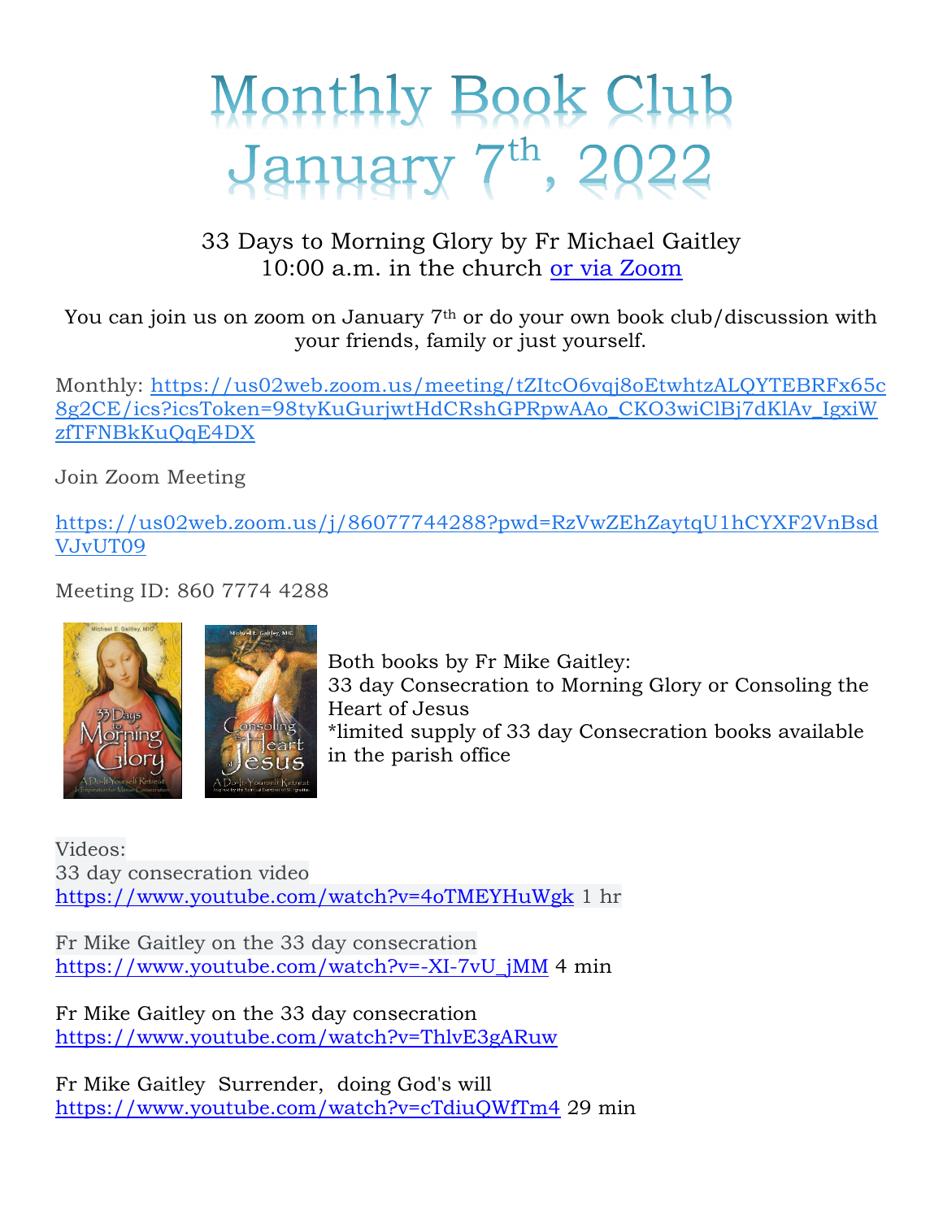# Monthly Book Club January 7th, 2022

33 Days to Morning Glory by Fr Michael Gaitley
10:00 a.m. in the church [or via Zoom]()

You can join us on zoom on January 7th or do your own book club/discussion with your friends, family or just yourself.

Monthly: https://us02web.zoom.us/meeting/tZItcO6vqj8oEtwhtzALQYTEBRFx65c8g2CE/ics?icsToken=98tyKuGurjwtHdCRshGPRpwAAo_CKO3wiClBj7dKlAv_IgxiWzfTFNBkKuQqE4DX

Join Zoom Meeting

https://us02web.zoom.us/j/86077744288?pwd=RzVwZEhZaytqU1hCYXF2VnBsdVJvUT09

Meeting ID: 860 7774 4288

Both books by Fr Mike Gaitley:
33 day Consecration to Morning Glory or Consoling the Heart of Jesus
*limited supply of 33 day Consecration books available in the parish office

Videos:
33 day consecration video
https://www.youtube.com/watch?v=4oTMEYHuWgk 1 hr

Fr Mike Gaitley on the 33 day consecration
https://www.youtube.com/watch?v=-XI-7vU_jMM 4 min

Fr Mike Gaitley on the 33 day consecration
https://www.youtube.com/watch?v=ThlvE3gARuw

Fr Mike Gaitley Surrender, doing God's will
https://www.youtube.com/watch?v=cTdiuQWfTm4 29 min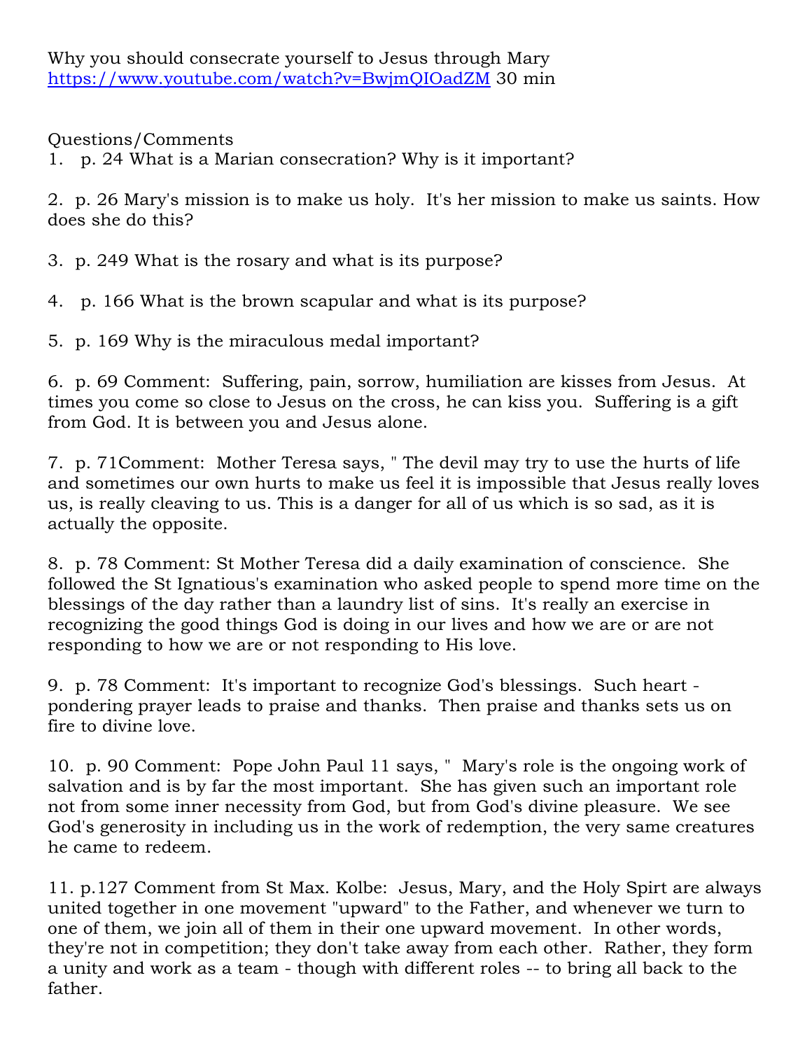Why you should consecrate yourself to Jesus through Mary
https://www.youtube.com/watch?v=BwjmQIOadZM 30 min

Questions/Comments

1. p. 24 What is a Marian consecration? Why is it important?

2. p. 26 Mary's mission is to make us holy. It's her mission to make us saints. How does she do this?

3. p. 249 What is the rosary and what is its purpose?

4. p. 166 What is the brown scapular and what is its purpose?

5. p. 169 Why is the miraculous medal important?

6. p. 69 Comment: Suffering, pain, sorrow, humiliation are kisses from Jesus. At times you come so close to Jesus on the cross, he can kiss you. Suffering is a gift from God. It is between you and Jesus alone.

7. p. 71Comment: Mother Teresa says, " The devil may try to use the hurts of life and sometimes our own hurts to make us feel it is impossible that Jesus really loves us, is really cleaving to us. This is a danger for all of us which is so sad, as it is actually the opposite.

8. p. 78 Comment: St Mother Teresa did a daily examination of conscience. She followed the St Ignatious's examination who asked people to spend more time on the blessings of the day rather than a laundry list of sins. It's really an exercise in recognizing the good things God is doing in our lives and how we are or are not responding to how we are or not responding to His love.

9. p. 78 Comment: It's important to recognize God's blessings. Such heart - pondering prayer leads to praise and thanks. Then praise and thanks sets us on fire to divine love.

10. p. 90 Comment: Pope John Paul 11 says, " Mary's role is the ongoing work of salvation and is by far the most important. She has given such an important role not from some inner necessity from God, but from God's divine pleasure. We see God's generosity in including us in the work of redemption, the very same creatures he came to redeem.

11. p.127 Comment from St Max. Kolbe: Jesus, Mary, and the Holy Spirt are always united together in one movement "upward" to the Father, and whenever we turn to one of them, we join all of them in their one upward movement. In other words, they're not in competition; they don't take away from each other. Rather, they form a unity and work as a team - though with different roles -- to bring all back to the father.